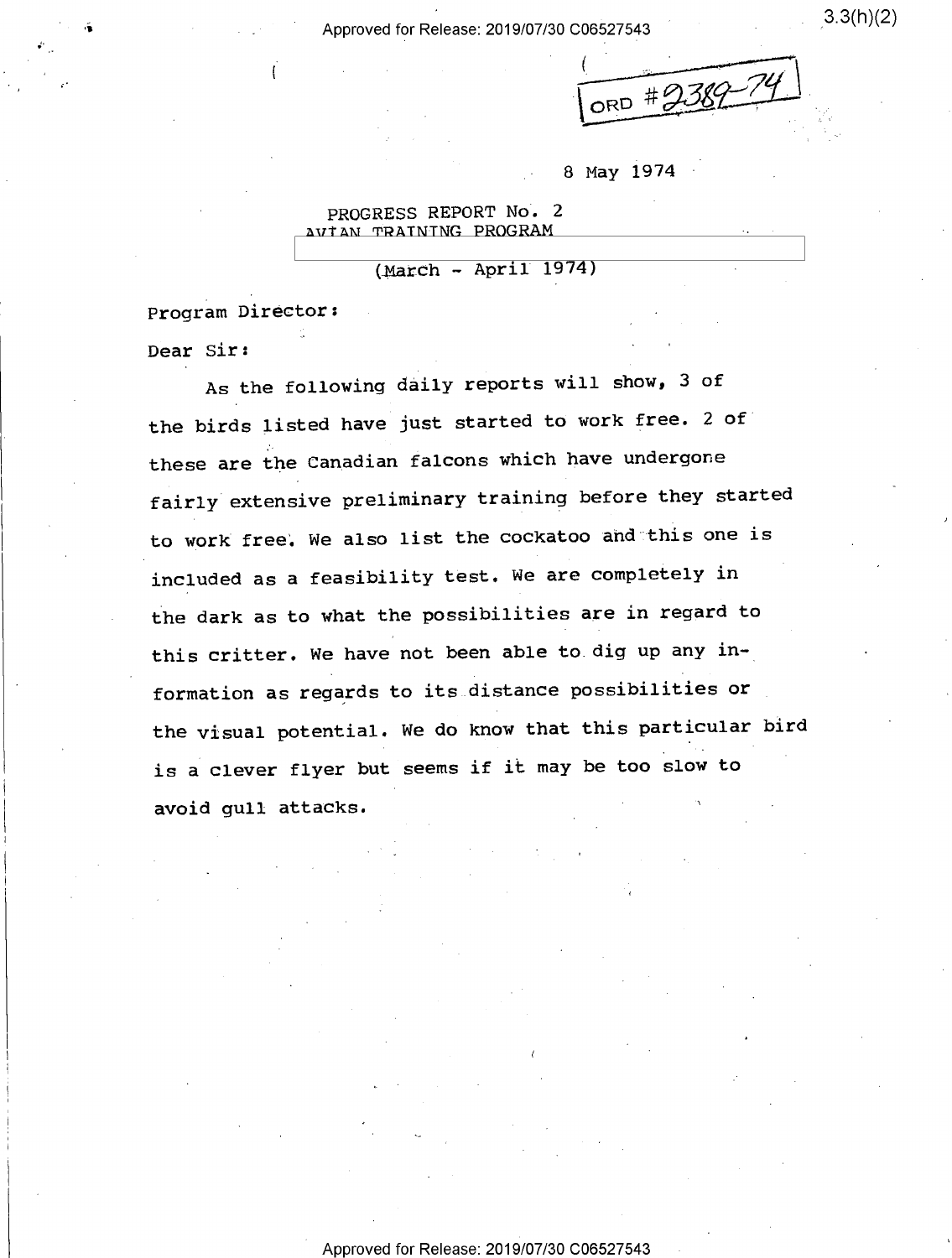ORD #2389-74

8 May 1974

PROGRESS REPORT No. 2
AVIAN TRAINING PROGRAM

(March - April 1974)

Program Director:

Dear Sir:

As the following daily reports will show, 3 of the birds listed have just started to work free. 2 of these are the Canadian falcons which have undergone fairly extensive preliminary training before they started to work free. We also list the cockatoo and this one is included as a feasibility test. We are completely in the dark as to what the possibilities are in regard to this critter. We have not been able to dig up any information as regards to its distance possibilities or the visual potential. We do know that this particular bird is a clever flyer but seems if it may be too slow to avoid gull attacks.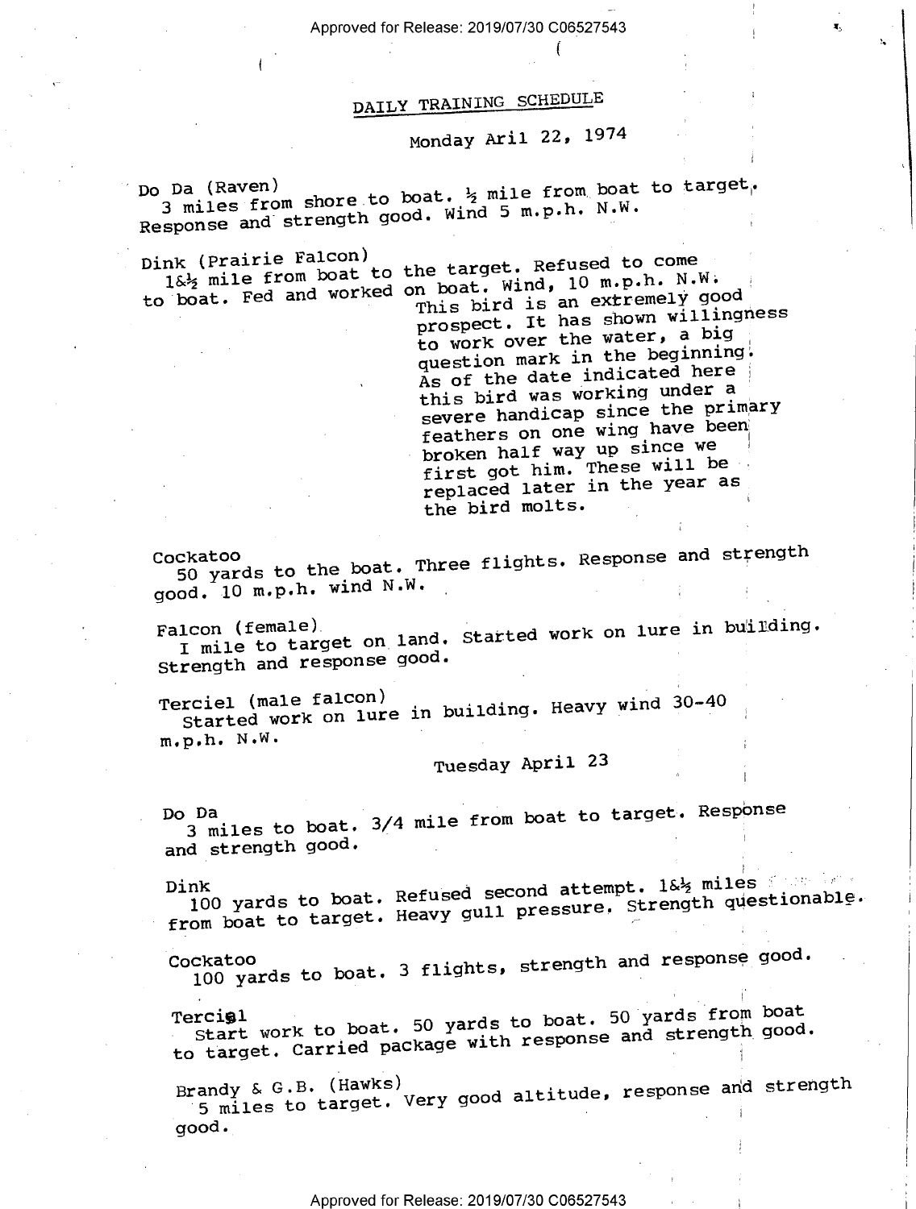# DAILY TRAINING SCHEDULE

## Monday Aril 22, 1974

Do Da (Raven)
3 miles from shore to boat. ½ mile from boat to target. Response and strength good. Wind 5 m.p.h. N.W.

Dink (Prairie Falcon)
1&½ mile from boat to the target. Refused to come to boat. Fed and worked on boat. Wind, 10 m.p.h. N.W.

This bird is an extremely good prospect. It has shown willingness to work over the water, a big question mark in the beginning. As of the date indicated here this bird was working under a severe handicap since the primary feathers on one wing have been broken half way up since we first got him. These will be replaced later in the year as the bird molts.

Cockatoo
50 yards to the boat. Three flights. Response and strength good. 10 m.p.h. wind N.W.

Falcon (female)
I mile to target on land. Started work on lure in building. Strength and response good.

Terciel (male falcon)
Started work on lure in building. Heavy wind 30-40 m.p.h. N.W.

## Tuesday April 23

Do Da
3 miles to boat. 3/4 mile from boat to target. Response and strength good.

Dink
100 yards to boat. Refused second attempt. 1&½ miles from boat to target. Heavy gull pressure. Strength questionable.

Cockatoo
100 yards to boat. 3 flights, strength and response good.

Terciel
Start work to boat. 50 yards to boat. 50 yards from boat to target. Carried package with response and strength good.

Brandy & G.B. (Hawks)
5 miles to target. Very good altitude, response and strength good.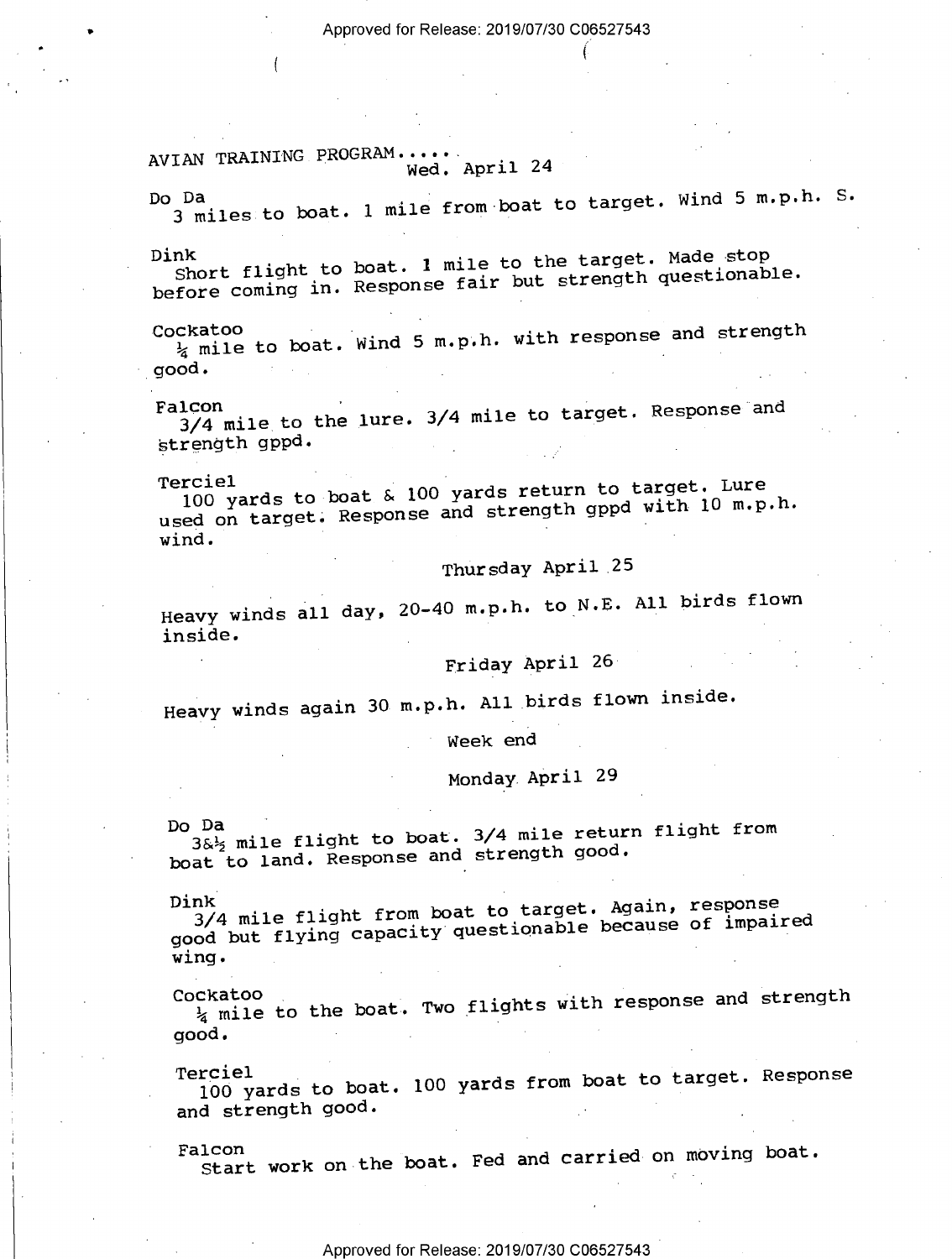AVIAN TRAINING PROGRAM.....

Wed. April 24

Do Da
3 miles to boat. 1 mile from boat to target. Wind 5 m.p.h. S.

Dink
Short flight to boat. 1 mile to the target. Made stop before coming in. Response fair but strength questionable.

Cockatoo
¼ mile to boat. Wind 5 m.p.h. with response and strength good.

Falcon
3/4 mile to the lure. 3/4 mile to target. Response and strength gppd.

Terciel
100 yards to boat & 100 yards return to target. Lure used on target. Response and strength gppd with 10 m.p.h. wind.

Thursday April 25

Heavy winds all day, 20-40 m.p.h. to N.E. All birds flown inside.

Friday April 26

Heavy winds again 30 m.p.h. All birds flown inside.

Week end

Monday April 29

Do Da
3&½ mile flight to boat. 3/4 mile return flight from boat to land. Response and strength good.

Dink
3/4 mile flight from boat to target. Again, response good but flying capacity questionable because of impaired wing.

Cockatoo
¼ mile to the boat. Two flights with response and strength good.

Terciel
100 yards to boat. 100 yards from boat to target. Response and strength good.

Falcon
Start work on the boat. Fed and carried on moving boat.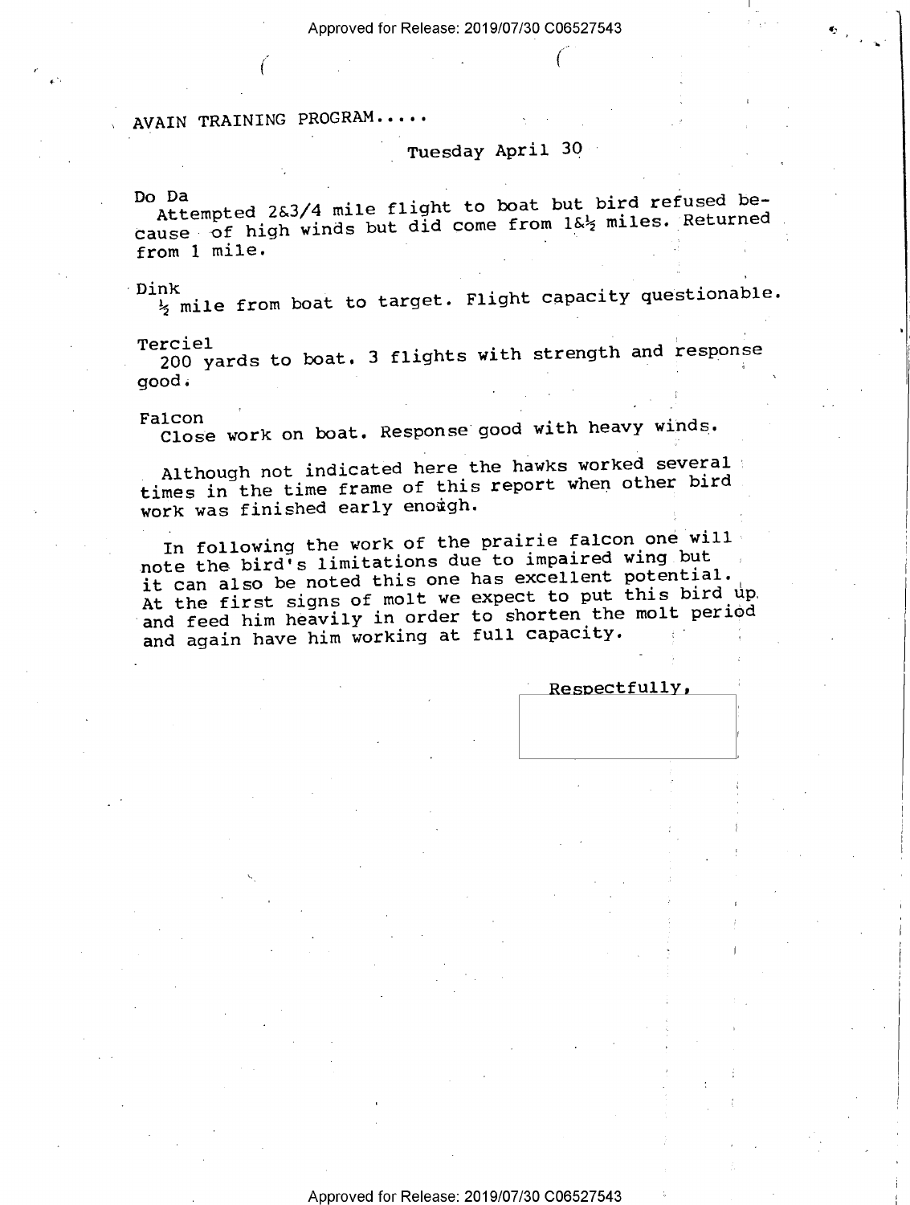AVAIN TRAINING PROGRAM.....

Tuesday April 30

Do Da
Attempted 2&3/4 mile flight to boat but bird refused because of high winds but did come from 1&½ miles. Returned from 1 mile.

Dink
½ mile from boat to target. Flight capacity questionable.

Terciel
200 yards to boat. 3 flights with strength and response good.

Falcon
Close work on boat. Response good with heavy winds.

Although not indicated here the hawks worked several times in the time frame of this report when other bird work was finished early enough.

In following the work of the prairie falcon one will note the bird's limitations due to impaired wing but it can also be noted this one has excellent potential. At the first signs of molt we expect to put this bird up and feed him heavily in order to shorten the molt period and again have him working at full capacity.

Respectfully,